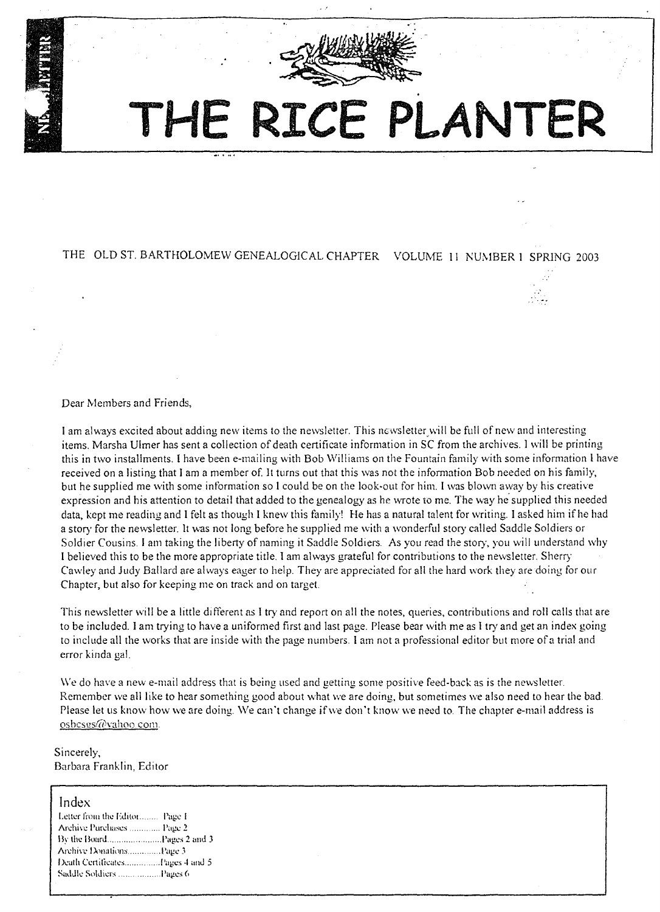# THE RICE PLANTER

THE OLD ST. BARTHOLOMEW GENEALOGICAL CHAPTER VOLUME 11 NUMBER 1 SPRING 2003

Dear Members and Friends,

I am always excited about adding new items to the newsletter. This newsletter will be full of new and interesting items. Marsha Ulmer has sent a collection of death certificate information in SC from the archives. I will be printing this in two installments. I have been e-mailing with Bob Williams on the Fountain family with some information I have received on a listing that I am a member of. It turns out that this was not the information Bob needed on his family, but he supplied me with some information so I could be on the look-out for him. I was blown away by his creative expression and his attention to detail that added to the genealogy as he wrote to me. The way he supplied this needed data, kept me reading and I felt as though I knew this family! He has a natural talent for writing. I asked him if he had a story for the newsletter. It was not long before he supplied me with a wonderful story called Saddle Soldiers or Soldier Cousins. I am taking the liberty of naming it Saddle Soldiers. As you read the story, you will understand why I believed this to be the more appropriate title. I am always grateful for contributions to the newsletter. Sherry Cawley and Judy Ballard are always eager to help. They are appreciated for all the hard work they are doing for our Chapter, but also for keeping me on track and on target.

This newsletter will be a little different as I try and report on all the notes, queries, contributions and roll calls that are to be included. I am trying to have a uniformed first and last page. Please bear with me as I try and get an index going to include all the works that are inside with the page numbers. I am not a professional editor but more of a trial and error kinda gal.

We do have a new e-mail address that is being used and getting some positive feed-back as is the newsletter. Remember we all like to hear something good about what we are doing, but sometimes we also need to hear the bad. Please let us know how we are doing. We can't change if we don't know we need to. The chapter e-mail address is osbcsgs@yahoo.com.

Sincerely,
Barbara Franklin, Editor

## Index

Letter from the Editor........ Page 1
Archive Purchases ............. Page 2
By the Board..................... Pages 2 and 3
Archive Donations.............. Page 3
Death Certificates............... Pages 4 and 5
Saddle Soldiers .................. Pages 6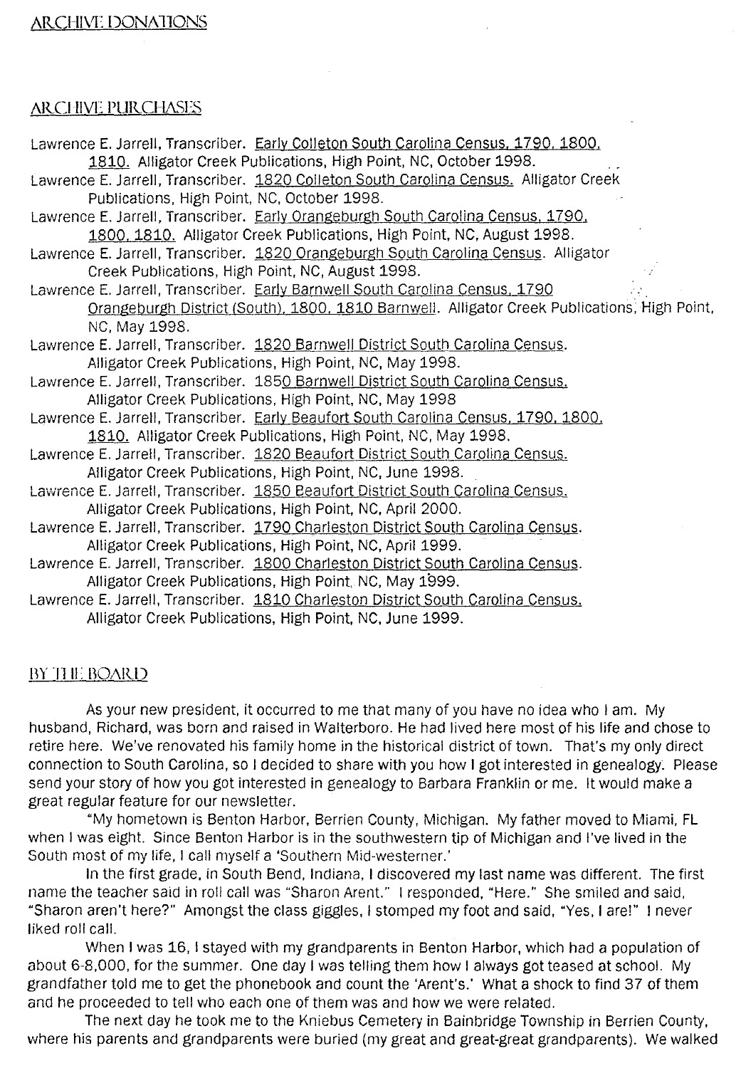## ARCHIVE DONATIONS

## ARCHIVE PURCHASES

Lawrence E. Jarrell, Transcriber. Early Colleton South Carolina Census, 1790, 1800, 1810. Alligator Creek Publications, High Point, NC, October 1998.

Lawrence E. Jarrell, Transcriber. 1820 Colleton South Carolina Census. Alligator Creek Publications, High Point, NC, October 1998.

Lawrence E. Jarrell, Transcriber. Early Orangeburgh South Carolina Census, 1790, 1800, 1810. Alligator Creek Publications, High Point, NC, August 1998.

Lawrence E. Jarrell, Transcriber. 1820 Orangeburgh South Carolina Census. Alligator Creek Publications, High Point, NC, August 1998.

Lawrence E. Jarrell, Transcriber. Early Barnwell South Carolina Census, 1790 Orangeburgh District (South), 1800, 1810 Barnwell. Alligator Creek Publications, High Point, NC, May 1998.

Lawrence E. Jarrell, Transcriber. 1820 Barnwell District South Carolina Census. Alligator Creek Publications, High Point, NC, May 1998.

Lawrence E. Jarrell, Transcriber. 1850 Barnwell District South Carolina Census. Alligator Creek Publications, High Point, NC, May 1998

Lawrence E. Jarrell, Transcriber. Early Beaufort South Carolina Census, 1790, 1800, 1810. Alligator Creek Publications, High Point, NC, May 1998.

Lawrence E. Jarrell, Transcriber. 1820 Beaufort District South Carolina Census. Alligator Creek Publications, High Point, NC, June 1998.

Lawrence E. Jarrell, Transcriber. 1850 Beaufort District South Carolina Census. Alligator Creek Publications, High Point, NC, April 2000.

Lawrence E. Jarrell, Transcriber. 1790 Charleston District South Carolina Census. Alligator Creek Publications, High Point, NC, April 1999.

Lawrence E. Jarrell, Transcriber. 1800 Charleston District South Carolina Census. Alligator Creek Publications, High Point, NC, May 1999.

Lawrence E. Jarrell, Transcriber. 1810 Charleston District South Carolina Census. Alligator Creek Publications, High Point, NC, June 1999.

## BY THE BOARD

As your new president, it occurred to me that many of you have no idea who I am. My husband, Richard, was born and raised in Walterboro. He had lived here most of his life and chose to retire here. We've renovated his family home in the historical district of town. That's my only direct connection to South Carolina, so I decided to share with you how I got interested in genealogy. Please send your story of how you got interested in genealogy to Barbara Franklin or me. It would make a great regular feature for our newsletter.

"My hometown is Benton Harbor, Berrien County, Michigan. My father moved to Miami, FL when I was eight. Since Benton Harbor is in the southwestern tip of Michigan and I've lived in the South most of my life, I call myself a 'Southern Mid-westerner.'

In the first grade, in South Bend, Indiana, I discovered my last name was different. The first name the teacher said in roll call was "Sharon Arent." I responded, "Here." She smiled and said, "Sharon aren't here?" Amongst the class giggles, I stomped my foot and said, "Yes, I are!" I never liked roll call.

When I was 16, I stayed with my grandparents in Benton Harbor, which had a population of about 6-8,000, for the summer. One day I was telling them how I always got teased at school. My grandfather told me to get the phonebook and count the 'Arent's.' What a shock to find 37 of them and he proceeded to tell who each one of them was and how we were related.

The next day he took me to the Kniebus Cemetery in Bainbridge Township in Berrien County, where his parents and grandparents were buried (my great and great-great grandparents). We walked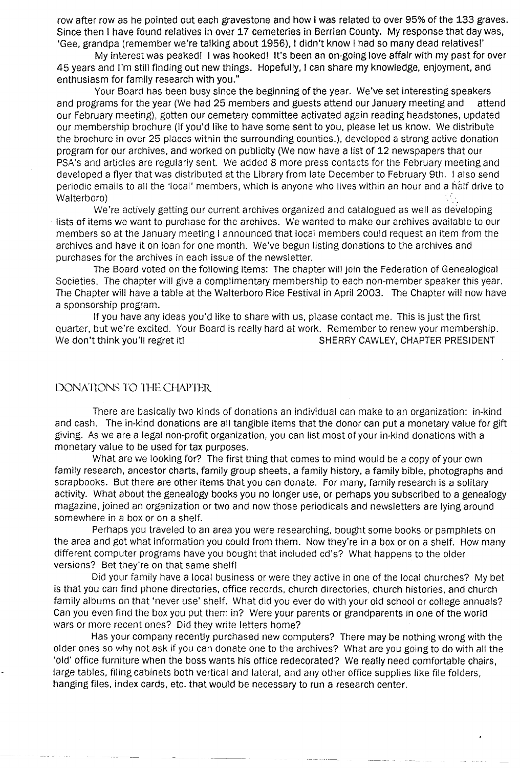row after row as he pointed out each gravestone and how I was related to over 95% of the 133 graves. Since then I have found relatives in over 17 cemeteries in Berrien County. My response that day was, 'Gee, grandpa (remember we're talking about 1956), I didn't know I had so many dead relatives!'

My interest was peaked! I was hooked! It's been an on-going love affair with my past for over 45 years and I'm still finding out new things. Hopefully, I can share my knowledge, enjoyment, and enthusiasm for family research with you."

Your Board has been busy since the beginning of the year. We've set interesting speakers and programs for the year (We had 25 members and guests attend our January meeting and attend our February meeting), gotten our cemetery committee activated again reading headstones, updated our membership brochure (If you'd like to have some sent to you, please let us know. We distribute the brochure in over 25 places within the surrounding counties.), developed a strong active donation program for our archives, and worked on publicity (We now have a list of 12 newspapers that our PSA's and articles are regularly sent. We added 8 more press contacts for the February meeting and developed a flyer that was distributed at the Library from late December to February 9th. I also send periodic emails to all the 'local' members, which is anyone who lives within an hour and a half drive to Walterboro)

We're actively getting our current archives organized and catalogued as well as developing lists of items we want to purchase for the archives. We wanted to make our archives available to our members so at the January meeting I announced that local members could request an item from the archives and have it on loan for one month. We've begun listing donations to the archives and purchases for the archives in each issue of the newsletter.

The Board voted on the following items: The chapter will join the Federation of Genealogical Societies. The chapter will give a complimentary membership to each non-member speaker this year. The Chapter will have a table at the Walterboro Rice Festival in April 2003. The Chapter will now have a sponsorship program.

If you have any ideas you'd like to share with us, please contact me. This is just the first quarter, but we're excited. Your Board is really hard at work. Remember to renew your membership. We don't think you'll regret it!

SHERRY CAWLEY, CHAPTER PRESIDENT

## DONATIONS TO THE CHAPTER

There are basically two kinds of donations an individual can make to an organization: in-kind and cash. The in-kind donations are all tangible items that the donor can put a monetary value for gift giving. As we are a legal non-profit organization, you can list most of your in-kind donations with a monetary value to be used for tax purposes.

What are we looking for? The first thing that comes to mind would be a copy of your own family research, ancestor charts, family group sheets, a family history, a family bible, photographs and scrapbooks. But there are other items that you can donate. For many, family research is a solitary activity. What about the genealogy books you no longer use, or perhaps you subscribed to a genealogy magazine, joined an organization or two and now those periodicals and newsletters are lying around somewhere in a box or on a shelf.

Perhaps you traveled to an area you were researching, bought some books or pamphlets on the area and got what information you could from them. Now they're in a box or on a shelf. How many different computer programs have you bought that included cd's? What happens to the older versions? Bet they're on that same shelf!

Did your family have a local business or were they active in one of the local churches? My bet is that you can find phone directories, office records, church directories, church histories, and church family albums on that 'never use' shelf. What did you ever do with your old school or college annuals? Can you even find the box you put them in? Were your parents or grandparents in one of the world wars or more recent ones? Did they write letters home?

Has your company recently purchased new computers? There may be nothing wrong with the older ones so why not ask if you can donate one to the archives? What are you going to do with all the 'old' office furniture when the boss wants his office redecorated? We really need comfortable chairs, large tables, filing cabinets both vertical and lateral, and any other office supplies like file folders, hanging files, index cards, etc. that would be necessary to run a research center.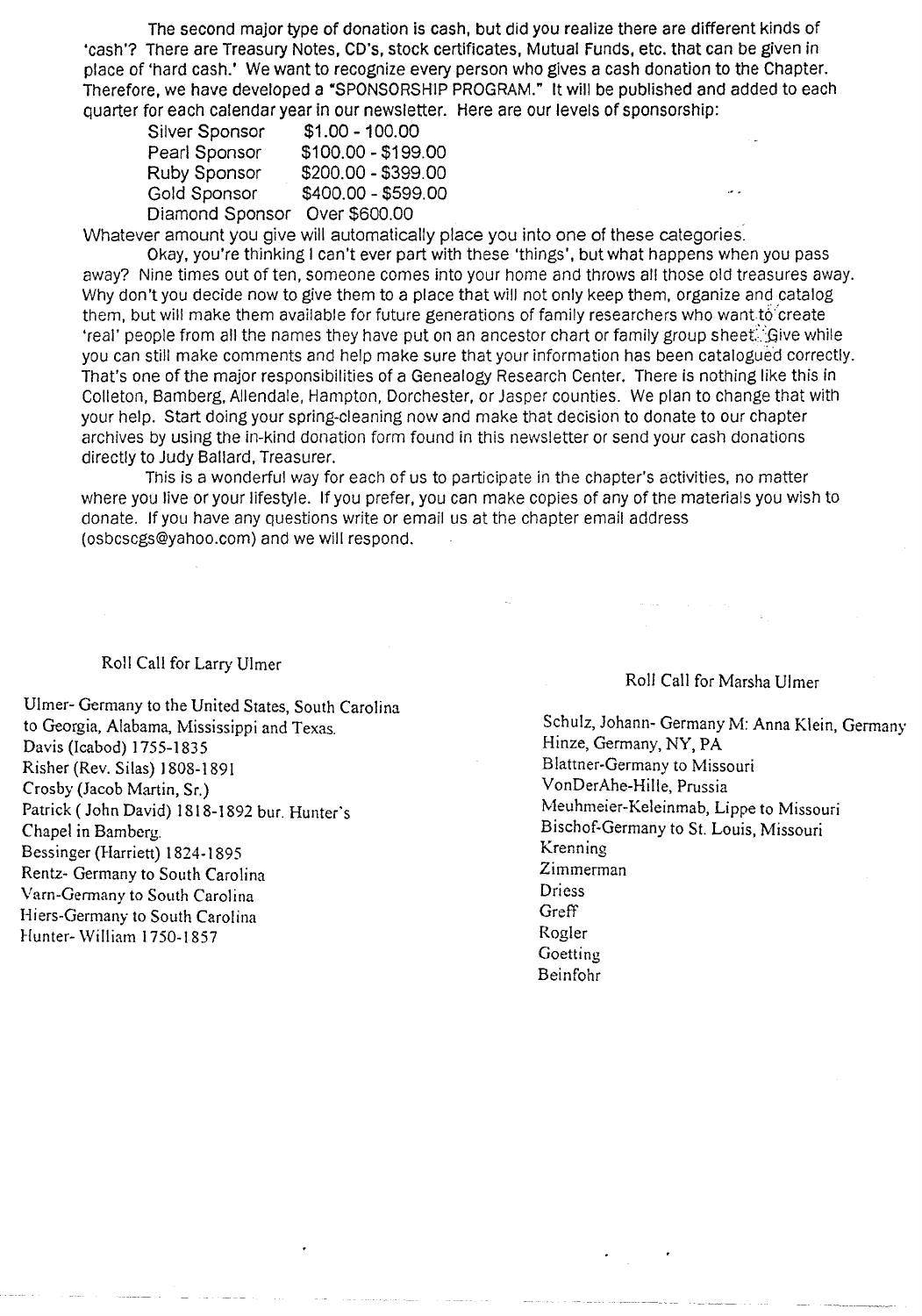The second major type of donation is cash, but did you realize there are different kinds of 'cash'? There are Treasury Notes, CD's, stock certificates, Mutual Funds, etc. that can be given in place of 'hard cash.' We want to recognize every person who gives a cash donation to the Chapter. Therefore, we have developed a "SPONSORSHIP PROGRAM." It will be published and added to each quarter for each calendar year in our newsletter. Here are our levels of sponsorship:

| | |
|---|---|
| Silver Sponsor | $1.00 - 100.00 |
| Pearl Sponsor | $100.00 - $199.00 |
| Ruby Sponsor | $200.00 - $399.00 |
| Gold Sponsor | $400.00 - $599.00 |
| Diamond Sponsor | Over $600.00 |

Whatever amount you give will automatically place you into one of these categories.

Okay, you're thinking I can't ever part with these 'things', but what happens when you pass away? Nine times out of ten, someone comes into your home and throws all those old treasures away. Why don't you decide now to give them to a place that will not only keep them, organize and catalog them, but will make them available for future generations of family researchers who want to create 'real' people from all the names they have put on an ancestor chart or family group sheet. Give while you can still make comments and help make sure that your information has been catalogued correctly. That's one of the major responsibilities of a Genealogy Research Center. There is nothing like this in Colleton, Bamberg, Allendale, Hampton, Dorchester, or Jasper counties. We plan to change that with your help. Start doing your spring-cleaning now and make that decision to donate to our chapter archives by using the in-kind donation form found in this newsletter or send your cash donations directly to Judy Ballard, Treasurer.

This is a wonderful way for each of us to participate in the chapter's activities, no matter where you live or your lifestyle. If you prefer, you can make copies of any of the materials you wish to donate. If you have any questions write or email us at the chapter email address (osbcscgs@yahoo.com) and we will respond.

Roll Call for Larry Ulmer

Ulmer- Germany to the United States, South Carolina to Georgia, Alabama, Mississippi and Texas.
Davis (Icabod) 1755-1835
Risher (Rev. Silas) 1808-1891
Crosby (Jacob Martin, Sr.)
Patrick ( John David) 1818-1892 bur. Hunter's Chapel in Bamberg.
Bessinger (Harriett) 1824-1895
Rentz- Germany to South Carolina
Varn-Germany to South Carolina
Hiers-Germany to South Carolina
Hunter- William 1750-1857

Roll Call for Marsha Ulmer

Schulz, Johann- Germany M: Anna Klein, Germany
Hinze, Germany, NY, PA
Blattner-Germany to Missouri
VonDerAhe-Hille, Prussia
Meuhmeier-Keleinmab, Lippe to Missouri
Bischof-Germany to St. Louis, Missouri
Krenning
Zimmerman
Driess
Greff
Rogler
Goetting
Beinfohr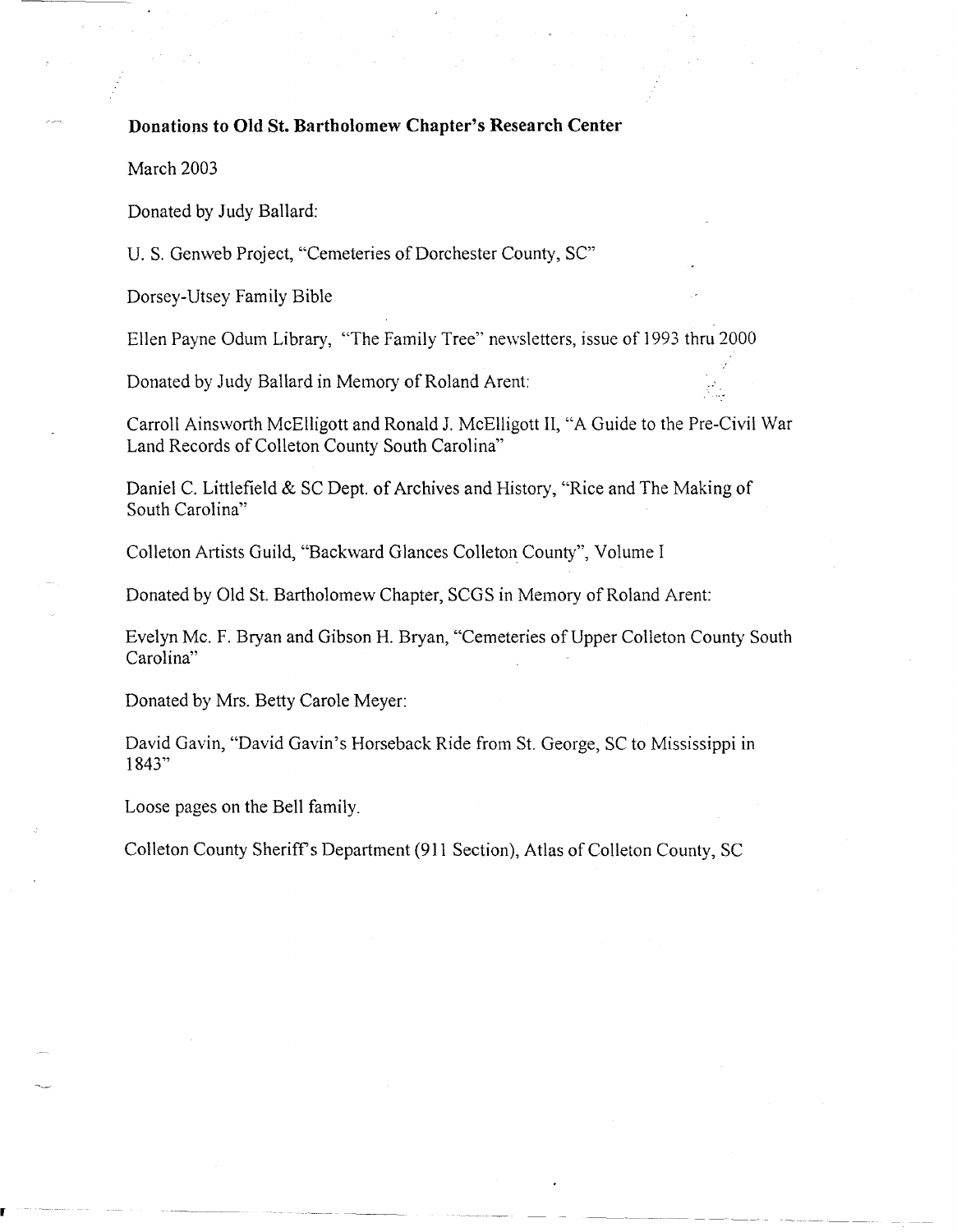**Donations to Old St. Bartholomew Chapter's Research Center**

March 2003

Donated by Judy Ballard:

U. S. Genweb Project, "Cemeteries of Dorchester County, SC"

Dorsey-Utsey Family Bible

Ellen Payne Odum Library, "The Family Tree" newsletters, issue of 1993 thru 2000

Donated by Judy Ballard in Memory of Roland Arent:

Carroll Ainsworth McElligott and Ronald J. McElligott II, "A Guide to the Pre-Civil War Land Records of Colleton County South Carolina"

Daniel C. Littlefield & SC Dept. of Archives and History, "Rice and The Making of South Carolina"

Colleton Artists Guild, "Backward Glances Colleton County", Volume I

Donated by Old St. Bartholomew Chapter, SCGS in Memory of Roland Arent:

Evelyn Mc. F. Bryan and Gibson H. Bryan, "Cemeteries of Upper Colleton County South Carolina"

Donated by Mrs. Betty Carole Meyer:

David Gavin, "David Gavin's Horseback Ride from St. George, SC to Mississippi in 1843"

Loose pages on the Bell family.

Colleton County Sheriff's Department (911 Section), Atlas of Colleton County, SC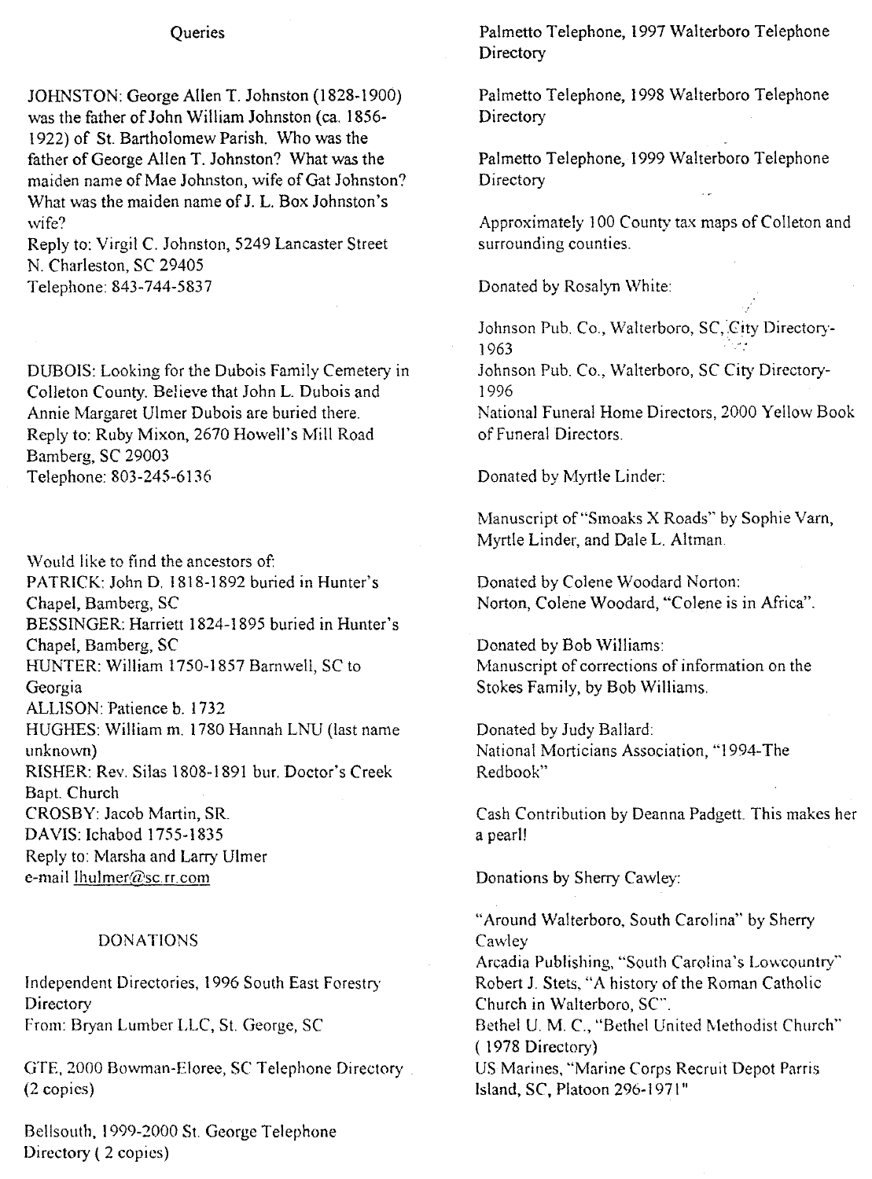## Queries

JOHNSTON: George Allen T. Johnston (1828-1900) was the father of John William Johnston (ca. 1856-1922) of St. Bartholomew Parish. Who was the father of George Allen T. Johnston? What was the maiden name of Mae Johnston, wife of Gat Johnston? What was the maiden name of J. L. Box Johnston's wife?
Reply to: Virgil C. Johnston, 5249 Lancaster Street
N. Charleston, SC 29405
Telephone: 843-744-5837

DUBOIS: Looking for the Dubois Family Cemetery in Colleton County. Believe that John L. Dubois and Annie Margaret Ulmer Dubois are buried there.
Reply to: Ruby Mixon, 2670 Howell's Mill Road
Bamberg, SC 29003
Telephone: 803-245-6136

Would like to find the ancestors of:
PATRICK: John D. 1818-1892 buried in Hunter's Chapel, Bamberg, SC
BESSINGER: Harriett 1824-1895 buried in Hunter's Chapel, Bamberg, SC
HUNTER: William 1750-1857 Barnwell, SC to Georgia
ALLISON: Patience b. 1732
HUGHES: William m. 1780 Hannah LNU (last name unknown)
RISHER: Rev. Silas 1808-1891 bur. Doctor's Creek Bapt. Church
CROSBY: Jacob Martin, SR.
DAVIS: Ichabod 1755-1835
Reply to: Marsha and Larry Ulmer
e-mail lhulmer@sc.rr.com

## DONATIONS

Independent Directories, 1996 South East Forestry Directory
From: Bryan Lumber LLC, St. George, SC

GTE, 2000 Bowman-Eloree, SC Telephone Directory (2 copies)

Bellsouth, 1999-2000 St. George Telephone Directory ( 2 copies)

Palmetto Telephone, 1997 Walterboro Telephone Directory

Palmetto Telephone, 1998 Walterboro Telephone Directory

Palmetto Telephone, 1999 Walterboro Telephone Directory

Approximately 100 County tax maps of Colleton and surrounding counties.

Donated by Rosalyn White:

Johnson Pub. Co., Walterboro, SC, City Directory-1963
Johnson Pub. Co., Walterboro, SC City Directory-1996
National Funeral Home Directors, 2000 Yellow Book of Funeral Directors.

Donated by Myrtle Linder:

Manuscript of "Smoaks X Roads" by Sophie Varn, Myrtle Linder, and Dale L. Altman.

Donated by Colene Woodard Norton:
Norton, Colene Woodard, "Colene is in Africa".

Donated by Bob Williams:
Manuscript of corrections of information on the Stokes Family, by Bob Williams.

Donated by Judy Ballard:
National Morticians Association, "1994-The Redbook"

Cash Contribution by Deanna Padgett. This makes her a pearl!

Donations by Sherry Cawley:

"Around Walterboro, South Carolina" by Sherry Cawley
Arcadia Publishing, "South Carolina's Lowcountry"
Robert J. Stets, "A history of the Roman Catholic Church in Walterboro, SC".
Bethel U. M. C., "Bethel United Methodist Church" ( 1978 Directory)
US Marines, "Marine Corps Recruit Depot Parris Island, SC, Platoon 296-1971"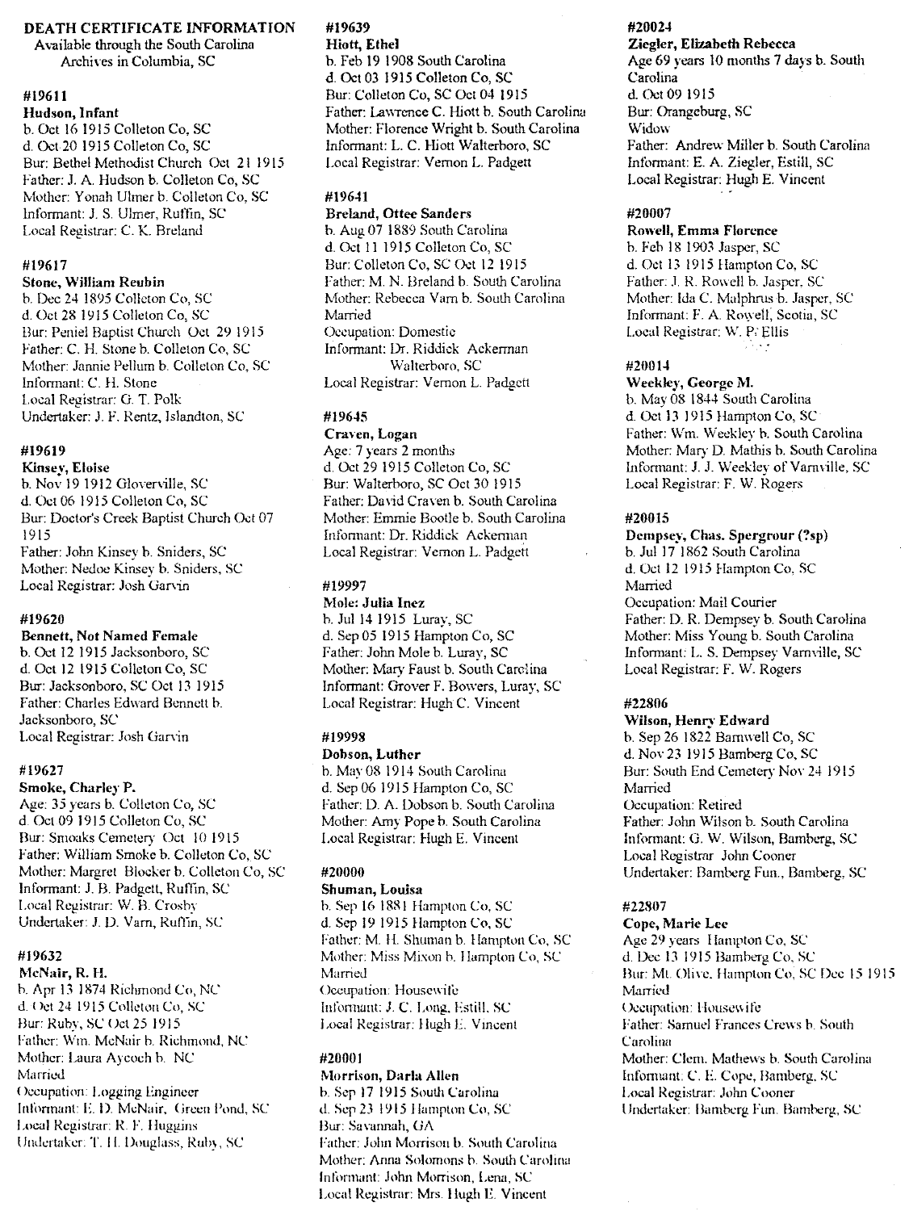## DEATH CERTIFICATE INFORMATION

Available through the South Carolina Archives in Columbia, SC

**#19611**
**Hudson, Infant**
b. Oct 16 1915 Colleton Co, SC
d. Oct 20 1915 Colleton Co, SC
Bur: Bethel Methodist Church Oct 21 1915
Father: J. A. Hudson b. Colleton Co, SC
Mother: Yonah Ulmer b. Colleton Co, SC
Informant: J. S. Ulmer, Ruffin, SC
Local Registrar: C. K. Breland

**#19617**
**Stone, William Reubin**
b. Dec 24 1895 Colleton Co, SC
d. Oct 28 1915 Colleton Co, SC
Bur: Peniel Baptist Church Oct 29 1915
Father: C. H. Stone b. Colleton Co, SC
Mother: Jannie Pellum b. Colleton Co, SC
Informant: C. H. Stone
Local Registrar: G. T. Polk
Undertaker: J. F. Rentz, Islandton, SC

**#19619**
**Kinsey, Eloise**
b. Nov 19 1912 Gloverville, SC
d. Oct 06 1915 Colleton Co, SC
Bur: Doctor's Creek Baptist Church Oct 07 1915
Father: John Kinsey b. Sniders, SC
Mother: Nedoe Kinsey b. Sniders, SC
Local Registrar: Josh Garvin

**#19620**
**Bennett, Not Named Female**
b. Oct 12 1915 Jacksonboro, SC
d. Oct 12 1915 Colleton Co, SC
Bur: Jacksonboro, SC Oct 13 1915
Father: Charles Edward Bennett b. Jacksonboro, SC
Local Registrar: Josh Garvin

**#19627**
**Smoke, Charley P.**
Age: 35 years b. Colleton Co, SC
d. Oct 09 1915 Colleton Co, SC
Bur: Smoaks Cemetery Oct 10 1915
Father: William Smoke b. Colleton Co, SC
Mother: Margret Blocker b. Colleton Co, SC
Informant: J. B. Padgett, Ruffin, SC
Local Registrar: W. B. Crosby
Undertaker: J. D. Varn, Ruffin, SC

**#19632**
**McNair, R. H.**
b. Apr 13 1874 Richmond Co, NC
d. Oct 24 1915 Colleton Co, SC
Bur: Ruby, SC Oct 25 1915
Father: Wm. McNair b. Richmond, NC
Mother: Laura Aycoch b. NC
Married
Occupation: Logging Engineer
Informant: E. D. McNair, Green Pond, SC
Local Registrar: R. F. Huggins
Undertaker: T. H. Douglass, Ruby, SC

**#19639**
**Hiott, Ethel**
b. Feb 19 1908 South Carolina
d. Oct 03 1915 Colleton Co, SC
Bur: Colleton Co, SC Oct 04 1915
Father: Lawrence C. Hiott b. South Carolina
Mother: Florence Wright b. South Carolina
Informant: L. C. Hiott Walterboro, SC
Local Registrar: Vernon L. Padgett

**#19641**
**Breland, Ottee Sanders**
b. Aug 07 1889 South Carolina
d. Oct 11 1915 Colleton Co, SC
Bur: Colleton Co, SC Oct 12 1915
Father: M. N. Breland b. South Carolina
Mother: Rebecca Varn b. South Carolina
Married
Occupation: Domestic
Informant: Dr. Riddick Ackerman Walterboro, SC
Local Registrar: Vernon L. Padgett

**#19645**
**Craven, Logan**
Age: 7 years 2 months
d. Oct 29 1915 Colleton Co, SC
Bur: Walterboro, SC Oct 30 1915
Father: David Craven b. South Carolina
Mother: Emmie Bootle b. South Carolina
Informant: Dr. Riddick Ackerman
Local Registrar: Vernon L. Padgett

**#19997**
**Mole: Julia Inez**
b. Jul 14 1915 Luray, SC
d. Sep 05 1915 Hampton Co, SC
Father: John Mole b. Luray, SC
Mother: Mary Faust b. South Carolina
Informant: Grover F. Bowers, Luray, SC
Local Registrar: Hugh C. Vincent

**#19998**
**Dobson, Luther**
b. May 08 1914 South Carolina
d. Sep 06 1915 Hampton Co, SC
Father: D. A. Dobson b. South Carolina
Mother: Amy Pope b. South Carolina
Local Registrar: Hugh E. Vincent

**#20000**
**Shuman, Louisa**
b. Sep 16 1881 Hampton Co, SC
d. Sep 19 1915 Hampton Co, SC
Father: M. H. Shuman b. Hampton Co, SC
Mother: Miss Mixon b. Hampton Co, SC
Married
Occupation: Housewife
Informant: J. C. Long, Estill, SC
Local Registrar: Hugh E. Vincent

**#20001**
**Morrison, Darla Allen**
b. Sep 17 1915 South Carolina
d. Sep 23 1915 Hampton Co, SC
Bur: Savannah, GA
Father: John Morrison b. South Carolina
Mother: Anna Solomons b. South Carolina
Informant: John Morrison, Lena, SC
Local Registrar: Mrs. Hugh E. Vincent

**#20024**
**Ziegler, Elizabeth Rebecca**
Age 69 years 10 months 7 days b. South Carolina
d. Oct 09 1915
Bur: Orangeburg, SC
Widow
Father: Andrew Miller b. South Carolina
Informant: E. A. Ziegler, Estill, SC
Local Registrar: Hugh E. Vincent

**#20007**
**Rowell, Emma Florence**
b. Feb 18 1903 Jasper, SC
d. Oct 13 1915 Hampton Co, SC
Father: J. R. Rowell b. Jasper, SC
Mother: Ida C. Malphrus b. Jasper, SC
Informant: F. A. Rowell, Scotia, SC
Local Registrar: W. P. Ellis

**#20014**
**Weekley, George M.**
b. May 08 1844 South Carolina
d. Oct 13 1915 Hampton Co, SC
Father: Wm. Weekley b. South Carolina
Mother: Mary D. Mathis b. South Carolina
Informant: J. J. Weekley of Varnville, SC
Local Registrar: F. W. Rogers

**#20015**
**Dempsey, Chas. Spergrour (?sp)**
b. Jul 17 1862 South Carolina
d. Oct 12 1915 Hampton Co, SC
Married
Occupation: Mail Courier
Father: D. R. Dempsey b. South Carolina
Mother: Miss Young b. South Carolina
Informant: L. S. Dempsey Varnville, SC
Local Registrar: F. W. Rogers

**#22806**
**Wilson, Henry Edward**
b. Sep 26 1822 Barnwell Co, SC
d. Nov 23 1915 Bamberg Co, SC
Bur: South End Cemetery Nov 24 1915
Married
Occupation: Retired
Father: John Wilson b. South Carolina
Informant: G. W. Wilson, Bamberg, SC
Local Registrar John Cooner
Undertaker: Bamberg Fun., Bamberg, SC

**#22807**
**Cope, Marie Lee**
Age 29 years Hampton Co, SC
d. Dec 13 1915 Bamberg Co, SC
Bur: Mt. Olive, Hampton Co, SC Dec 15 1915
Married
Occupation: Housewife
Father: Samuel Frances Crews b. South Carolina
Mother: Clem. Mathews b. South Carolina
Informant: C. E. Cope, Bamberg, SC
Local Registrar: John Cooner
Undertaker: Bamberg Fun. Bamberg, SC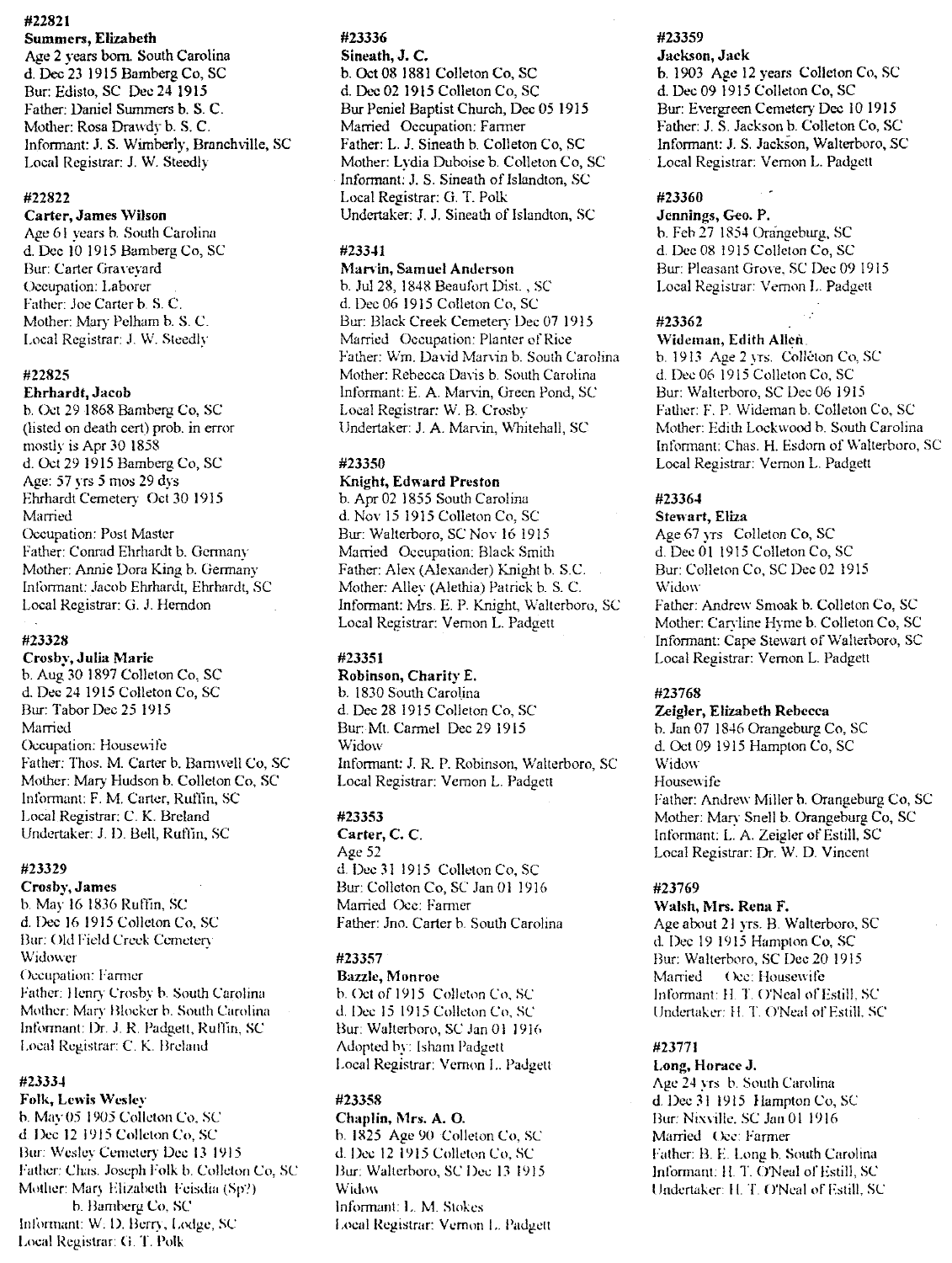**#22821**
**Summers, Elizabeth**
Age 2 years born. South Carolina
d. Dec 23 1915 Bamberg Co, SC
Bur: Edisto, SC Dec 24 1915
Father: Daniel Summers b. S. C.
Mother: Rosa Drawdy b. S. C.
Informant: J. S. Wimberly, Branchville, SC
Local Registrar: J. W. Steedly

**#22822**
**Carter, James Wilson**
Age 61 years b. South Carolina
d. Dec 10 1915 Bamberg Co, SC
Bur: Carter Graveyard
Occupation: Laborer
Father: Joe Carter b. S. C.
Mother: Mary Pelham b. S. C.
Local Registrar: J. W. Steedly

**#22825**
**Ehrhardt, Jacob**
b. Oct 29 1868 Bamberg Co, SC
(listed on death cert) prob. in error
mostly is Apr 30 1858
d. Oct 29 1915 Bamberg Co, SC
Age: 57 yrs 5 mos 29 dys
Ehrhardt Cemetery Oct 30 1915
Married
Occupation: Post Master
Father: Conrad Ehrhardt b. Germany
Mother: Annie Dora King b. Germany
Informant: Jacob Ehrhardt, Ehrhardt, SC
Local Registrar: G. J. Herndon

**#23328**
**Crosby, Julia Marie**
b. Aug 30 1897 Colleton Co, SC
d. Dec 24 1915 Colleton Co, SC
Bur: Tabor Dec 25 1915
Married
Occupation: Housewife
Father: Thos. M. Carter b. Barnwell Co, SC
Mother: Mary Hudson b. Colleton Co, SC
Informant: F. M. Carter, Ruffin, SC
Local Registrar: C. K. Breland
Undertaker: J. D. Bell, Ruffin, SC

**#23329**
**Crosby, James**
b. May 16 1836 Ruffin, SC
d. Dec 16 1915 Colleton Co, SC
Bur: Old Field Creek Cemetery
Widower
Occupation: Farmer
Father: Henry Crosby b. South Carolina
Mother: Mary Blocker b. South Carolina
Informant: Dr. J. R. Padgett, Ruffin, SC
Local Registrar: C. K. Breland

**#23334**
**Folk, Lewis Wesley**
b. May 05 1905 Colleton Co, SC
d Dec 12 1915 Colleton Co, SC
Bur: Wesley Cemetery Dec 13 1915
Father: Chas. Joseph Folk b. Colleton Co, SC
Mother: Mary Elizabeth Feisdia (Sp?)
b. Bamberg Co, SC
Informant: W. D. Berry, Lodge, SC
Local Registrar: G. T. Polk

**#23336**
**Sineath, J. C.**
b. Oct 08 1881 Colleton Co, SC
d. Dec 02 1915 Colleton Co, SC
Bur Peniel Baptist Church, Dec 05 1915
Married Occupation: Farmer
Father: L. J. Sineath b. Colleton Co, SC
Mother: Lydia Duboise b. Colleton Co, SC
Informant: J. S. Sineath of Islandton, SC
Local Registrar: G. T. Polk
Undertaker: J. J. Sineath of Islandton, SC

**#23341**
**Marvin, Samuel Anderson**
b. Jul 28, 1848 Beaufort Dist. , SC
d. Dec 06 1915 Colleton Co, SC
Bur: Black Creek Cemetery Dec 07 1915
Married Occupation: Planter of Rice
Father: Wm. David Marvin b. South Carolina
Mother: Rebecca Davis b. South Carolina
Informant: E. A. Marvin, Green Pond, SC
Local Registrar: W. B. Crosby
Undertaker: J. A. Marvin, Whitehall, SC

**#23350**
**Knight, Edward Preston**
b. Apr 02 1855 South Carolina
d. Nov 15 1915 Colleton Co, SC
Bur: Walterboro, SC Nov 16 1915
Married Occupation: Black Smith
Father: Alex (Alexander) Knight b. S.C.
Mother: Alley (Alethia) Patrick b. S. C.
Informant: Mrs. E. P. Knight, Walterboro, SC
Local Registrar: Vernon L. Padgett

**#23351**
**Robinson, Charity E.**
b. 1830 South Carolina
d. Dec 28 1915 Colleton Co, SC
Bur: Mt. Carmel Dec 29 1915
Widow
Informant: J. R. P. Robinson, Walterboro, SC
Local Registrar: Vernon L. Padgett

**#23353**
**Carter, C. C.**
Age 52
d. Dec 31 1915 Colleton Co, SC
Bur: Colleton Co, SC Jan 01 1916
Married Occ: Farmer
Father: Jno. Carter b. South Carolina

**#23357**
**Bazzle, Monroe**
b. Oct of 1915 Colleton Co, SC
d. Dec 15 1915 Colleton Co, SC
Bur: Walterboro, SC Jan 01 1916
Adopted by: Isham Padgett
Local Registrar: Vernon L. Padgett

**#23358**
**Chaplin, Mrs. A. O.**
b. 1825 Age 90 Colleton Co, SC
d. Dec 12 1915 Colleton Co, SC
Bur: Walterboro, SC Dec 13 1915
Widow
Informant: L. M. Stokes
Local Registrar: Vernon L. Padgett

**#23359**
**Jackson, Jack**
b. 1903 Age 12 years Colleton Co, SC
d. Dec 09 1915 Colleton Co, SC
Bur: Evergreen Cemetery Dec 10 1915
Father: J. S. Jackson b. Colleton Co, SC
Informant: J. S. Jackson, Walterboro, SC
Local Registrar: Vernon L. Padgett

**#23360**
**Jennings, Geo. P.**
b. Feb 27 1854 Orangeburg, SC
d. Dec 08 1915 Colleton Co, SC
Bur: Pleasant Grove, SC Dec 09 1915
Local Registrar: Vernon L. Padgett

**#23362**
**Wideman, Edith Allen**
b. 1913 Age 2 yrs. Colleton Co, SC
d. Dec 06 1915 Colleton Co, SC
Bur: Walterboro, SC Dec 06 1915
Father: F. P. Wideman b. Colleton Co, SC
Mother: Edith Lockwood b. South Carolina
Informant: Chas. H. Esdorn of Walterboro, SC
Local Registrar: Vernon L. Padgett

**#23364**
**Stewart, Eliza**
Age 67 yrs Colleton Co, SC
d. Dec 01 1915 Colleton Co, SC
Bur: Colleton Co, SC Dec 02 1915
Widow
Father: Andrew Smoak b. Colleton Co, SC
Mother: Caryline Hyme b. Colleton Co, SC
Informant: Cape Stewart of Walterboro, SC
Local Registrar: Vernon L. Padgett

**#23768**
**Zeigler, Elizabeth Rebecca**
b. Jan 07 1846 Orangeburg Co, SC
d. Oct 09 1915 Hampton Co, SC
Widow
Housewife
Father: Andrew Miller b. Orangeburg Co, SC
Mother: Mary Snell b. Orangeburg Co, SC
Informant: L. A. Zeigler of Estill, SC
Local Registrar: Dr. W. D. Vincent

**#23769**
**Walsh, Mrs. Rena F.**
Age about 21 yrs. B. Walterboro, SC
d. Dec 19 1915 Hampton Co, SC
Bur: Walterboro, SC Dec 20 1915
Married Occ: Housewife
Informant: H. T. O'Neal of Estill, SC
Undertaker: H. T. O'Neal of Estill, SC

**#23771**
**Long, Horace J.**
Age 24 yrs b. South Carolina
d. Dec 31 1915 Hampton Co, SC
Bur: Nixville, SC Jan 01 1916
Married Occ: Farmer
Father: B. E. Long b. South Carolina
Informant: H. T. O'Neal of Estill, SC
Undertaker: H. T. O'Neal of Estill, SC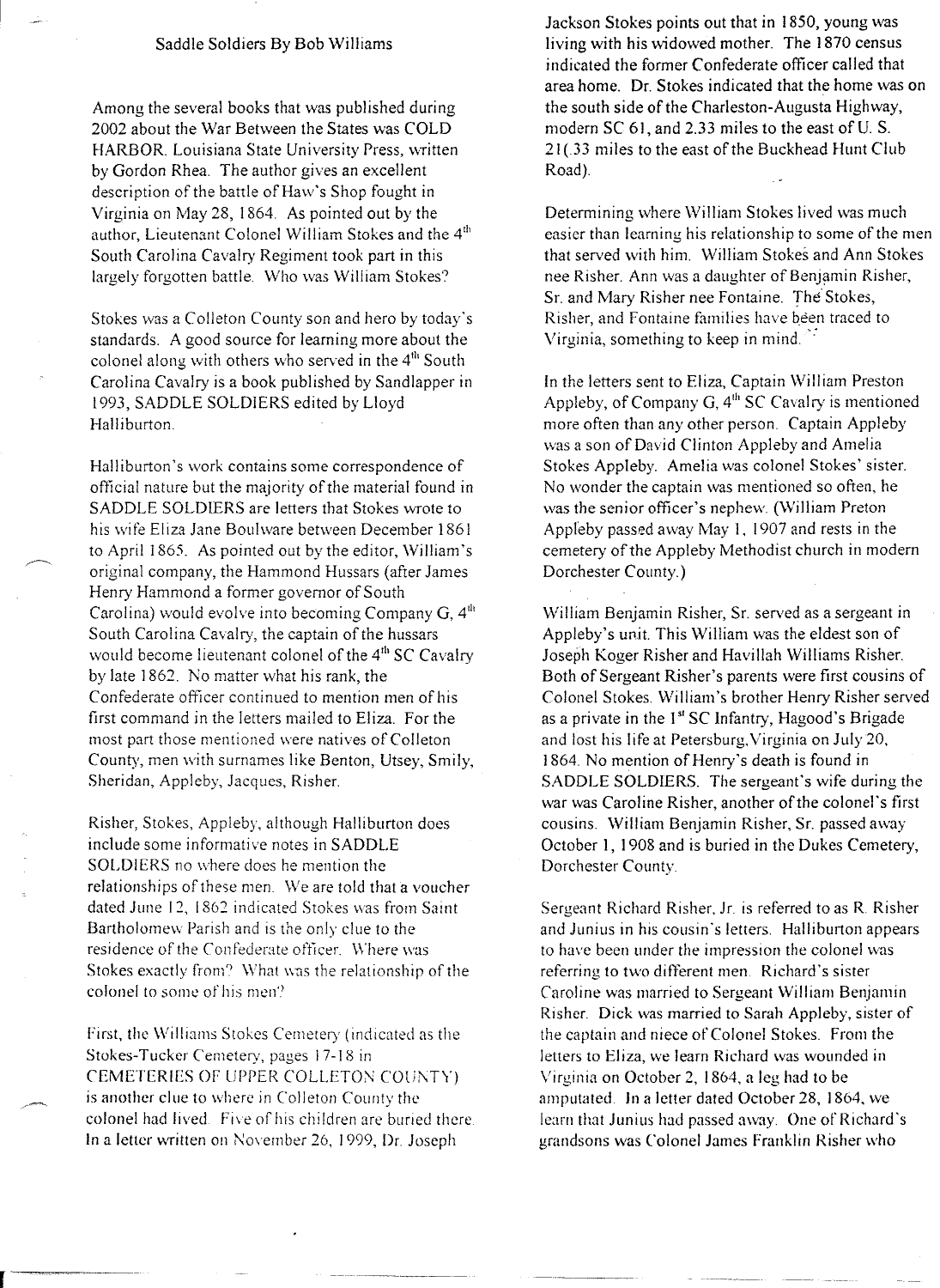Saddle Soldiers By Bob Williams

Among the several books that was published during 2002 about the War Between the States was COLD HARBOR. Louisiana State University Press, written by Gordon Rhea. The author gives an excellent description of the battle of Haw's Shop fought in Virginia on May 28, 1864. As pointed out by the author, Lieutenant Colonel William Stokes and the 4th South Carolina Cavalry Regiment took part in this largely forgotten battle. Who was William Stokes?

Stokes was a Colleton County son and hero by today's standards. A good source for learning more about the colonel along with others who served in the 4th South Carolina Cavalry is a book published by Sandlapper in 1993, SADDLE SOLDIERS edited by Lloyd Halliburton.

Halliburton's work contains some correspondence of official nature but the majority of the material found in SADDLE SOLDIERS are letters that Stokes wrote to his wife Eliza Jane Boulware between December 1861 to April 1865. As pointed out by the editor, William's original company, the Hammond Hussars (after James Henry Hammond a former governor of South Carolina) would evolve into becoming Company G, 4th South Carolina Cavalry, the captain of the hussars would become lieutenant colonel of the 4th SC Cavalry by late 1862. No matter what his rank, the Confederate officer continued to mention men of his first command in the letters mailed to Eliza. For the most part those mentioned were natives of Colleton County, men with surnames like Benton, Utsey, Smily, Sheridan, Appleby, Jacques, Risher.

Risher, Stokes, Appleby, although Halliburton does include some informative notes in SADDLE SOLDIERS no where does he mention the relationships of these men. We are told that a voucher dated June 12, 1862 indicated Stokes was from Saint Bartholomew Parish and is the only clue to the residence of the Confederate officer. Where was Stokes exactly from? What was the relationship of the colonel to some of his men?

First, the Williams Stokes Cemetery (indicated as the Stokes-Tucker Cemetery, pages 17-18 in CEMETERIES OF UPPER COLLETON COUNTY) is another clue to where in Colleton County the colonel had lived. Five of his children are buried there. In a letter written on November 26, 1999, Dr. Joseph Jackson Stokes points out that in 1850, young was living with his widowed mother. The 1870 census indicated the former Confederate officer called that area home. Dr. Stokes indicated that the home was on the south side of the Charleston-Augusta Highway, modern SC 61, and 2.33 miles to the east of U. S. 21(.33 miles to the east of the Buckhead Hunt Club Road).

Determining where William Stokes lived was much easier than learning his relationship to some of the men that served with him. William Stokes and Ann Stokes nee Risher. Ann was a daughter of Benjamin Risher, Sr. and Mary Risher nee Fontaine. The Stokes, Risher, and Fontaine families have been traced to Virginia, something to keep in mind.

In the letters sent to Eliza, Captain William Preston Appleby, of Company G, 4th SC Cavalry is mentioned more often than any other person. Captain Appleby was a son of David Clinton Appleby and Amelia Stokes Appleby. Amelia was colonel Stokes' sister. No wonder the captain was mentioned so often, he was the senior officer's nephew. (William Preton Appleby passed away May 1, 1907 and rests in the cemetery of the Appleby Methodist church in modern Dorchester County.)

William Benjamin Risher, Sr. served as a sergeant in Appleby's unit. This William was the eldest son of Joseph Koger Risher and Havillah Williams Risher. Both of Sergeant Risher's parents were first cousins of Colonel Stokes. William's brother Henry Risher served as a private in the 1st SC Infantry, Hagood's Brigade and lost his life at Petersburg,Virginia on July 20, 1864. No mention of Henry's death is found in SADDLE SOLDIERS. The sergeant's wife during the war was Caroline Risher, another of the colonel's first cousins. William Benjamin Risher, Sr. passed away October 1, 1908 and is buried in the Dukes Cemetery, Dorchester County.

Sergeant Richard Risher, Jr. is referred to as R. Risher and Junius in his cousin's letters. Halliburton appears to have been under the impression the colonel was referring to two different men. Richard's sister Caroline was married to Sergeant William Benjamin Risher. Dick was married to Sarah Appleby, sister of the captain and niece of Colonel Stokes. From the letters to Eliza, we learn Richard was wounded in Virginia on October 2, 1864, a leg had to be amputated. In a letter dated October 28, 1864, we learn that Junius had passed away. One of Richard's grandsons was Colonel James Franklin Risher who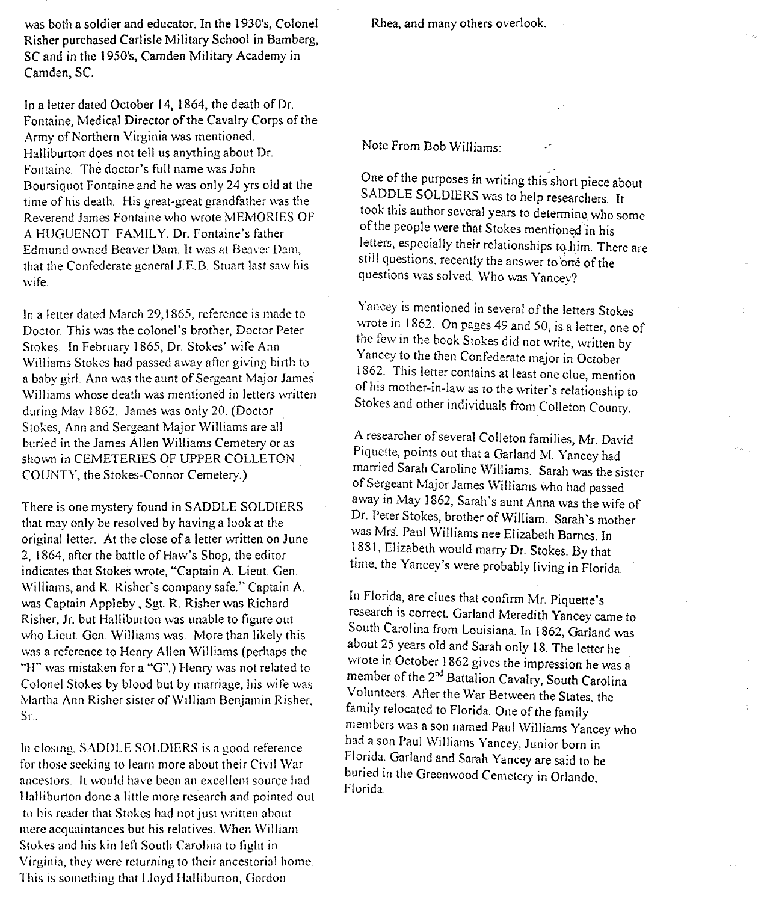was both a soldier and educator. In the 1930's, Colonel Risher purchased Carlisle Military School in Bamberg, SC and in the 1950's, Camden Military Academy in Camden, SC.

In a letter dated October 14, 1864, the death of Dr. Fontaine, Medical Director of the Cavalry Corps of the Army of Northern Virginia was mentioned. Halliburton does not tell us anything about Dr. Fontaine. The doctor's full name was John Boursiquot Fontaine and he was only 24 yrs old at the time of his death. His great-great grandfather was the Reverend James Fontaine who wrote MEMORIES OF A HUGUENOT FAMILY. Dr. Fontaine's father Edmund owned Beaver Dam. It was at Beaver Dam, that the Confederate general J.E.B. Stuart last saw his wife.

In a letter dated March 29,1865, reference is made to Doctor. This was the colonel's brother, Doctor Peter Stokes. In February 1865, Dr. Stokes' wife Ann Williams Stokes had passed away after giving birth to a baby girl. Ann was the aunt of Sergeant Major James Williams whose death was mentioned in letters written during May 1862. James was only 20. (Doctor Stokes, Ann and Sergeant Major Williams are all buried in the James Allen Williams Cemetery or as shown in CEMETERIES OF UPPER COLLETON COUNTY, the Stokes-Connor Cemetery.)

There is one mystery found in SADDLE SOLDIERS that may only be resolved by having a look at the original letter. At the close of a letter written on June 2, 1864, after the battle of Haw's Shop, the editor indicates that Stokes wrote, "Captain A. Lieut. Gen. Williams, and R. Risher's company safe." Captain A. was Captain Appleby , Sgt. R. Risher was Richard Risher, Jr. but Halliburton was unable to figure out who Lieut. Gen. Williams was. More than likely this was a reference to Henry Allen Williams (perhaps the "H" was mistaken for a "G".) Henry was not related to Colonel Stokes by blood but by marriage, his wife was Martha Ann Risher sister of William Benjamin Risher, Sr.

In closing, SADDLE SOLDIERS is a good reference for those seeking to learn more about their Civil War ancestors. It would have been an excellent source had Halliburton done a little more research and pointed out to his reader that Stokes had not just written about mere acquaintances but his relatives. When William Stokes and his kin left South Carolina to fight in Virginia, they were returning to their ancestorial home. This is something that Lloyd Halliburton, Gordon Rhea, and many others overlook.

Note From Bob Williams:

One of the purposes in writing this short piece about SADDLE SOLDIERS was to help researchers. It took this author several years to determine who some of the people were that Stokes mentioned in his letters, especially their relationships to him. There are still questions, recently the answer to one of the questions was solved. Who was Yancey?

Yancey is mentioned in several of the letters Stokes wrote in 1862. On pages 49 and 50, is a letter, one of the few in the book Stokes did not write, written by Yancey to the then Confederate major in October 1862. This letter contains at least one clue, mention of his mother-in-law as to the writer's relationship to Stokes and other individuals from Colleton County.

A researcher of several Colleton families, Mr. David Piquette, points out that a Garland M. Yancey had married Sarah Caroline Williams. Sarah was the sister of Sergeant Major James Williams who had passed away in May 1862, Sarah's aunt Anna was the wife of Dr. Peter Stokes, brother of William. Sarah's mother was Mrs. Paul Williams nee Elizabeth Barnes. In 1881, Elizabeth would marry Dr. Stokes. By that time, the Yancey's were probably living in Florida.

In Florida, are clues that confirm Mr. Piquette's research is correct. Garland Meredith Yancey came to South Carolina from Louisiana. In 1862, Garland was about 25 years old and Sarah only 18. The letter he wrote in October 1862 gives the impression he was a member of the 2nd Battalion Cavalry, South Carolina Volunteers. After the War Between the States, the family relocated to Florida. One of the family members was a son named Paul Williams Yancey who had a son Paul Williams Yancey, Junior born in Florida. Garland and Sarah Yancey are said to be buried in the Greenwood Cemetery in Orlando, Florida.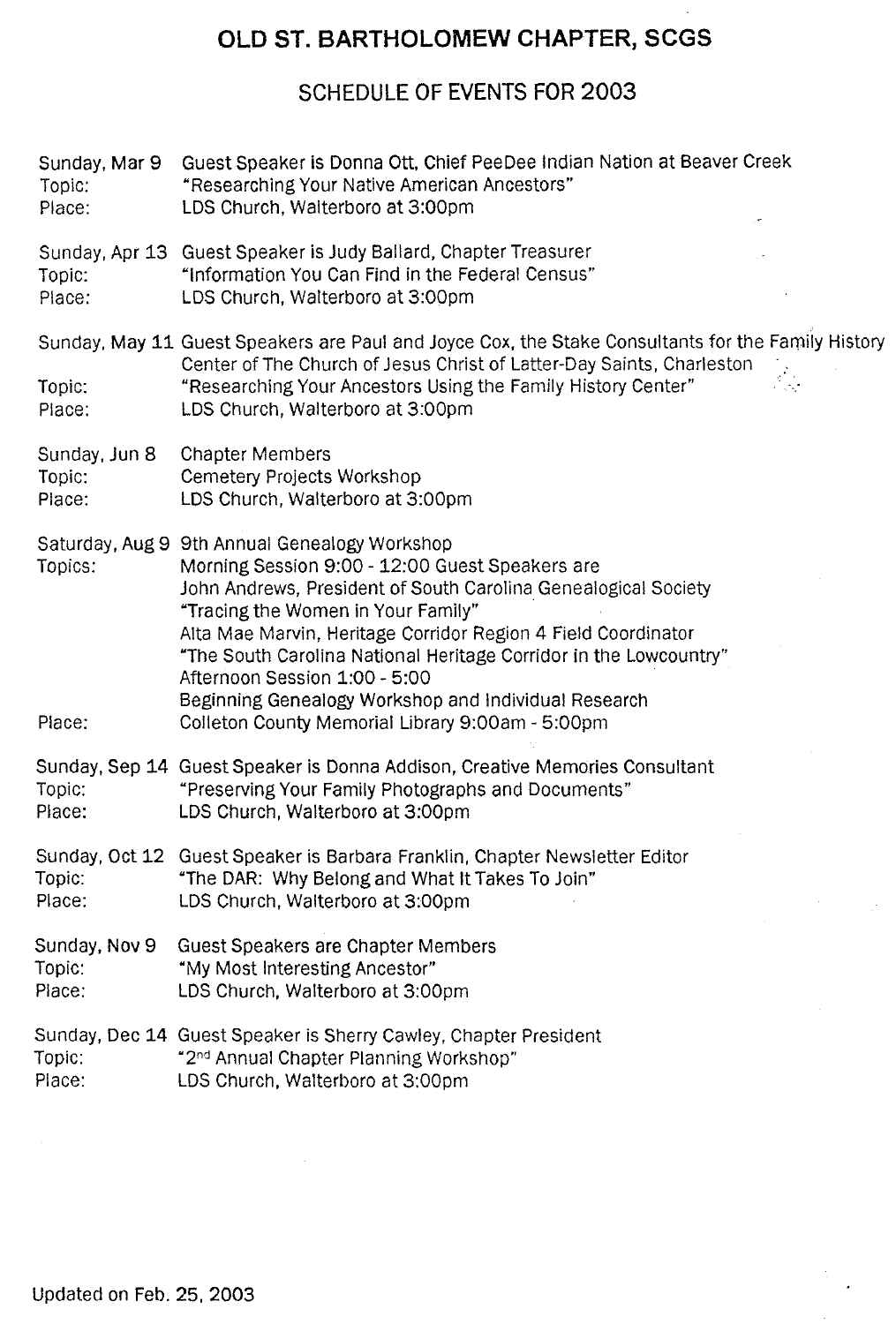# OLD ST. BARTHOLOMEW CHAPTER, SCGS

## SCHEDULE OF EVENTS FOR 2003

**Sunday, Mar 9** Guest Speaker is Donna Ott, Chief PeeDee Indian Nation at Beaver Creek
Topic: "Researching Your Native American Ancestors"
Place: LDS Church, Walterboro at 3:00pm

**Sunday, Apr 13** Guest Speaker is Judy Ballard, Chapter Treasurer
Topic: "Information You Can Find in the Federal Census"
Place: LDS Church, Walterboro at 3:00pm

**Sunday, May 11** Guest Speakers are Paul and Joyce Cox, the Stake Consultants for the Family History Center of The Church of Jesus Christ of Latter-Day Saints, Charleston
Topic: "Researching Your Ancestors Using the Family History Center"
Place: LDS Church, Walterboro at 3:00pm

**Sunday, Jun 8** Chapter Members
Topic: Cemetery Projects Workshop
Place: LDS Church, Walterboro at 3:00pm

**Saturday, Aug 9** 9th Annual Genealogy Workshop
Topics: Morning Session 9:00 - 12:00 Guest Speakers are
John Andrews, President of South Carolina Genealogical Society
"Tracing the Women in Your Family"
Alta Mae Marvin, Heritage Corridor Region 4 Field Coordinator
"The South Carolina National Heritage Corridor in the Lowcountry"
Afternoon Session 1:00 - 5:00
Beginning Genealogy Workshop and Individual Research
Place: Colleton County Memorial Library 9:00am - 5:00pm

**Sunday, Sep 14** Guest Speaker is Donna Addison, Creative Memories Consultant
Topic: "Preserving Your Family Photographs and Documents"
Place: LDS Church, Walterboro at 3:00pm

**Sunday, Oct 12** Guest Speaker is Barbara Franklin, Chapter Newsletter Editor
Topic: "The DAR: Why Belong and What It Takes To Join"
Place: LDS Church, Walterboro at 3:00pm

**Sunday, Nov 9** Guest Speakers are Chapter Members
Topic: "My Most Interesting Ancestor"
Place: LDS Church, Walterboro at 3:00pm

**Sunday, Dec 14** Guest Speaker is Sherry Cawley, Chapter President
Topic: "2nd Annual Chapter Planning Workshop"
Place: LDS Church, Walterboro at 3:00pm

Updated on Feb. 25, 2003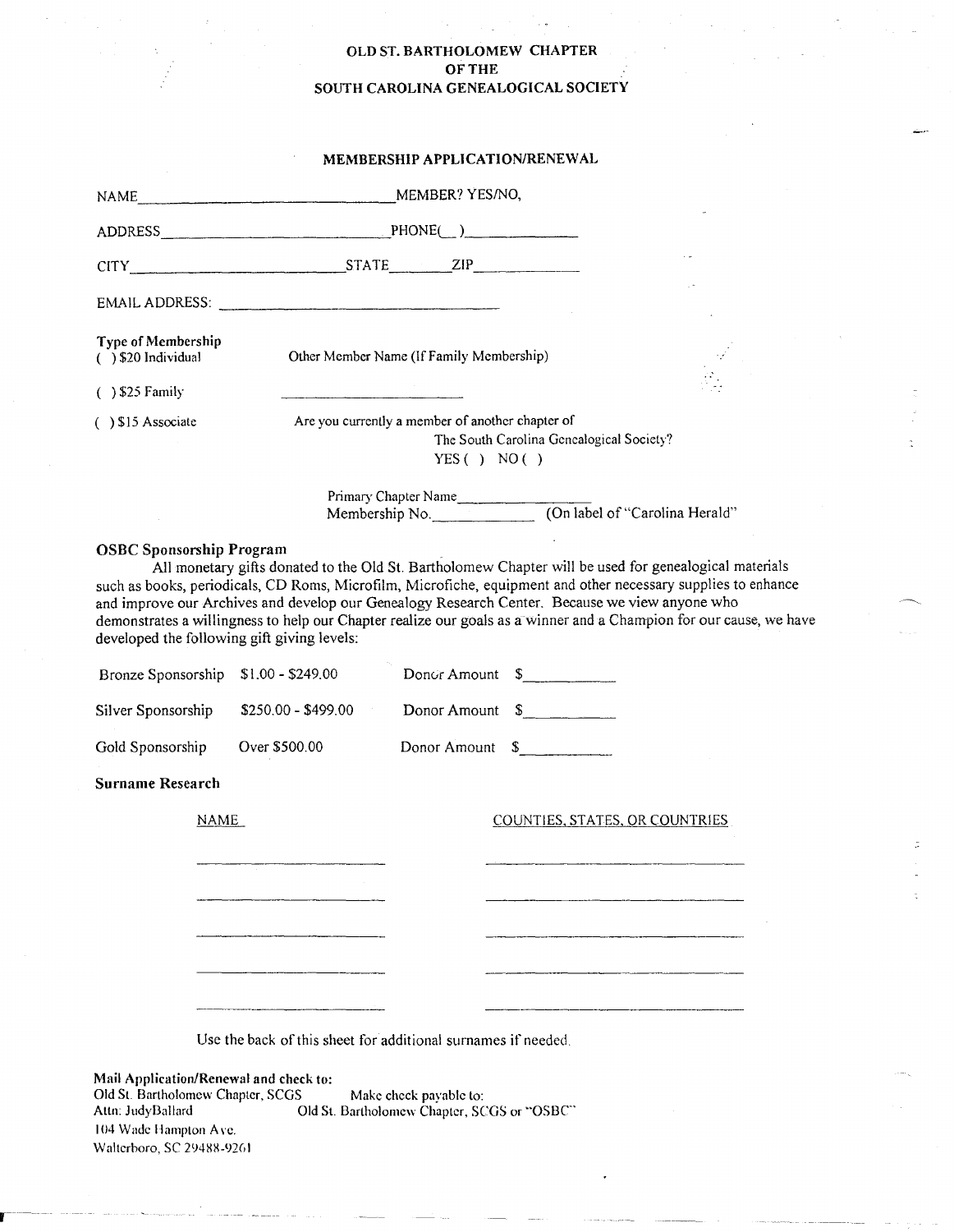# OLD ST. BARTHOLOMEW CHAPTER OF THE SOUTH CAROLINA GENEALOGICAL SOCIETY

## MEMBERSHIP APPLICATION/RENEWAL

NAME\_\_\_\_\_\_\_\_\_\_\_\_\_\_\_\_\_\_\_\_\_\_\_\_\_\_\_\_\_\_\_\_ MEMBER? YES/NO,

ADDRESS\_\_\_\_\_\_\_\_\_\_\_\_\_\_\_\_\_\_\_\_\_\_\_\_\_\_\_\_\_ PHONE(\_\_)\_\_\_\_\_\_\_\_\_\_\_\_\_\_

CITY\_\_\_\_\_\_\_\_\_\_\_\_\_\_\_\_\_\_\_\_\_\_\_\_\_\_\_\_\_ STATE\_\_\_\_\_\_\_\_ ZIP\_\_\_\_\_\_\_\_\_\_\_\_\_\_

EMAIL ADDRESS: \_\_\_\_\_\_\_\_\_\_\_\_\_\_\_\_\_\_\_\_\_\_\_\_\_\_\_\_\_\_\_\_\_\_\_\_

**Type of Membership**

( ) $20 Individual

( ) $25 Family

( ) $15 Associate

Other Member Name (If Family Membership)

\_\_\_\_\_\_\_\_\_\_\_\_\_\_\_\_\_\_\_\_\_\_\_\_\_\_

Are you currently a member of another chapter of The South Carolina Genealogical Society?
YES ( ) NO ( )

Primary Chapter Name\_\_\_\_\_\_\_\_\_\_\_\_\_\_\_\_\_\_
Membership No.\_\_\_\_\_\_\_\_\_\_\_\_\_ (On label of "Carolina Herald"

### OSBC Sponsorship Program

All monetary gifts donated to the Old St. Bartholomew Chapter will be used for genealogical materials such as books, periodicals, CD Roms, Microfilm, Microfiche, equipment and other necessary supplies to enhance and improve our Archives and develop our Genealogy Research Center. Because we view anyone who demonstrates a willingness to help our Chapter realize our goals as a winner and a Champion for our cause, we have developed the following gift giving levels:

| | | |
|---|---|---|
| Bronze Sponsorship | $1.00 - $249.00 | Donor Amount $\_\_\_\_\_\_\_\_\_\_\_ |
| Silver Sponsorship | $250.00 - $499.00 | Donor Amount $\_\_\_\_\_\_\_\_\_\_\_ |
| Gold Sponsorship | Over $500.00 | Donor Amount $\_\_\_\_\_\_\_\_\_\_\_ |

### Surname Research

| NAME | COUNTIES, STATES, OR COUNTRIES |
|---|---|
| | |
| | |
| | |
| | |
| | |

Use the back of this sheet for additional surnames if needed.

**Mail Application/Renewal and check to:**
Old St. Bartholomew Chapter, SCGS
Attn: JudyBallard
104 Wade Hampton Ave.
Walterboro, SC 29488-9261

Make check payable to:
Old St. Bartholomew Chapter, SCGS or "OSBC"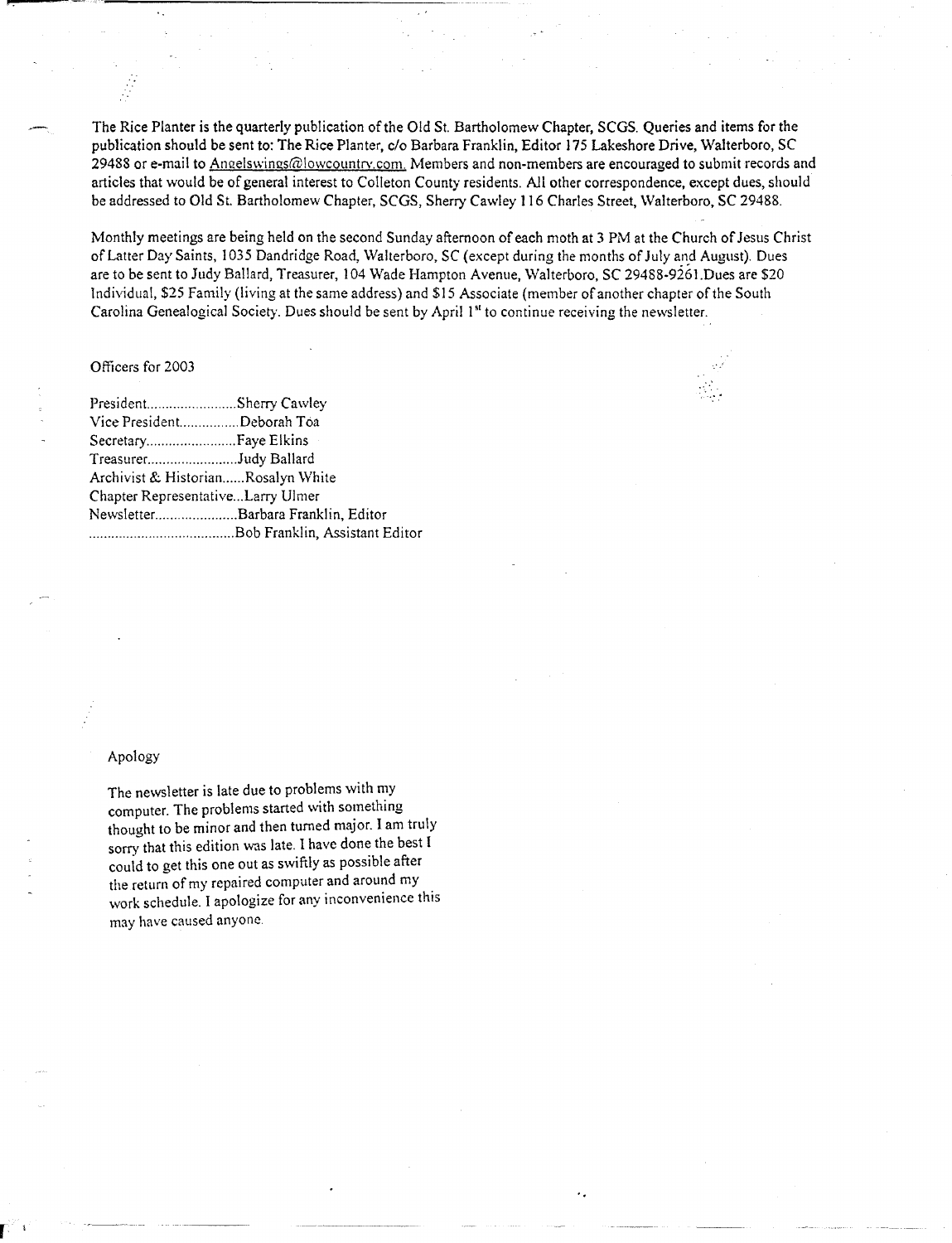The Rice Planter is the quarterly publication of the Old St. Bartholomew Chapter, SCGS. Queries and items for the publication should be sent to: The Rice Planter, c/o Barbara Franklin, Editor 175 Lakeshore Drive, Walterboro, SC 29488 or e-mail to Angelswings@lowcountry.com. Members and non-members are encouraged to submit records and articles that would be of general interest to Colleton County residents. All other correspondence, except dues, should be addressed to Old St. Bartholomew Chapter, SCGS, Sherry Cawley 116 Charles Street, Walterboro, SC 29488.

Monthly meetings are being held on the second Sunday afternoon of each moth at 3 PM at the Church of Jesus Christ of Latter Day Saints, 1035 Dandridge Road, Walterboro, SC (except during the months of July and August). Dues are to be sent to Judy Ballard, Treasurer, 104 Wade Hampton Avenue, Walterboro, SC 29488-9261.Dues are $20 Individual, $25 Family (living at the same address) and $15 Associate (member of another chapter of the South Carolina Genealogical Society. Dues should be sent by April 1st to continue receiving the newsletter.

Officers for 2003

President........................Sherry Cawley
Vice President................Deborah Toa
Secretary.........................Faye Elkins
Treasurer.........................Judy Ballard
Archivist & Historian......Rosalyn White
Chapter Representative...Larry Ulmer
Newsletter......................Barbara Franklin, Editor
.......................................Bob Franklin, Assistant Editor

Apology

The newsletter is late due to problems with my computer. The problems started with something thought to be minor and then turned major. I am truly sorry that this edition was late. I have done the best I could to get this one out as swiftly as possible after the return of my repaired computer and around my work schedule. I apologize for any inconvenience this may have caused anyone.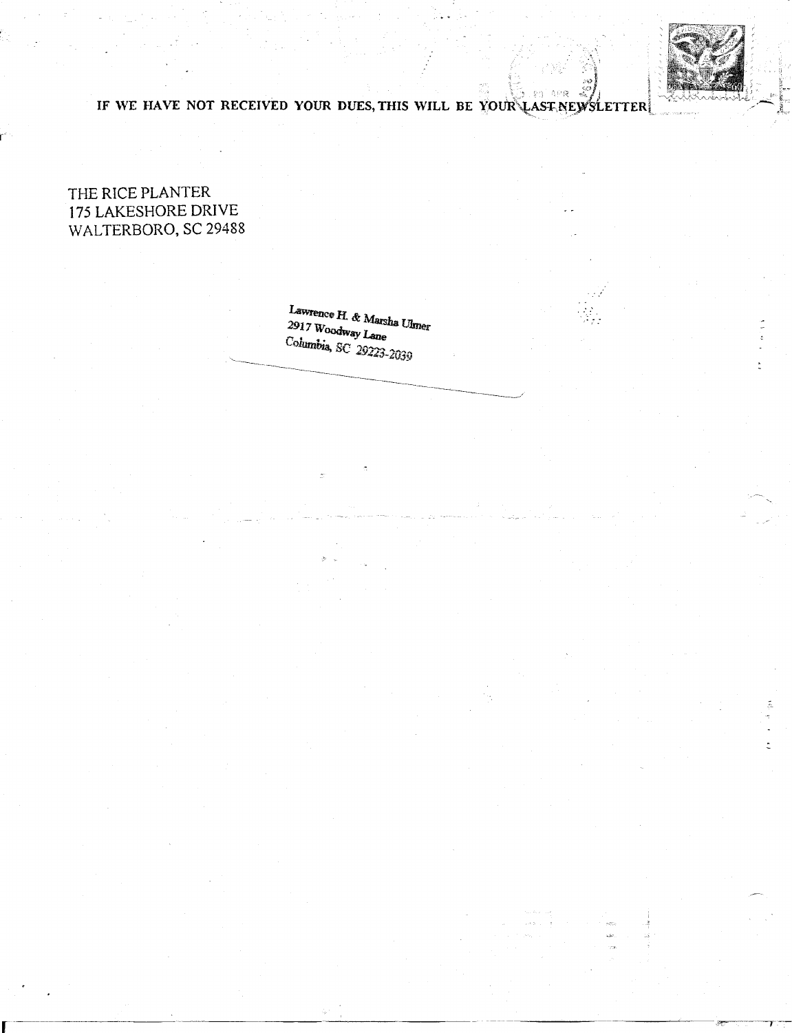IF WE HAVE NOT RECEIVED YOUR DUES, THIS WILL BE YOUR LAST NEWSLETTER

THE RICE PLANTER
175 LAKESHORE DRIVE
WALTERBORO, SC 29488

Lawrence H. & Marsha Ulmer
2917 Woodway Lane
Columbia, SC 29223-2039